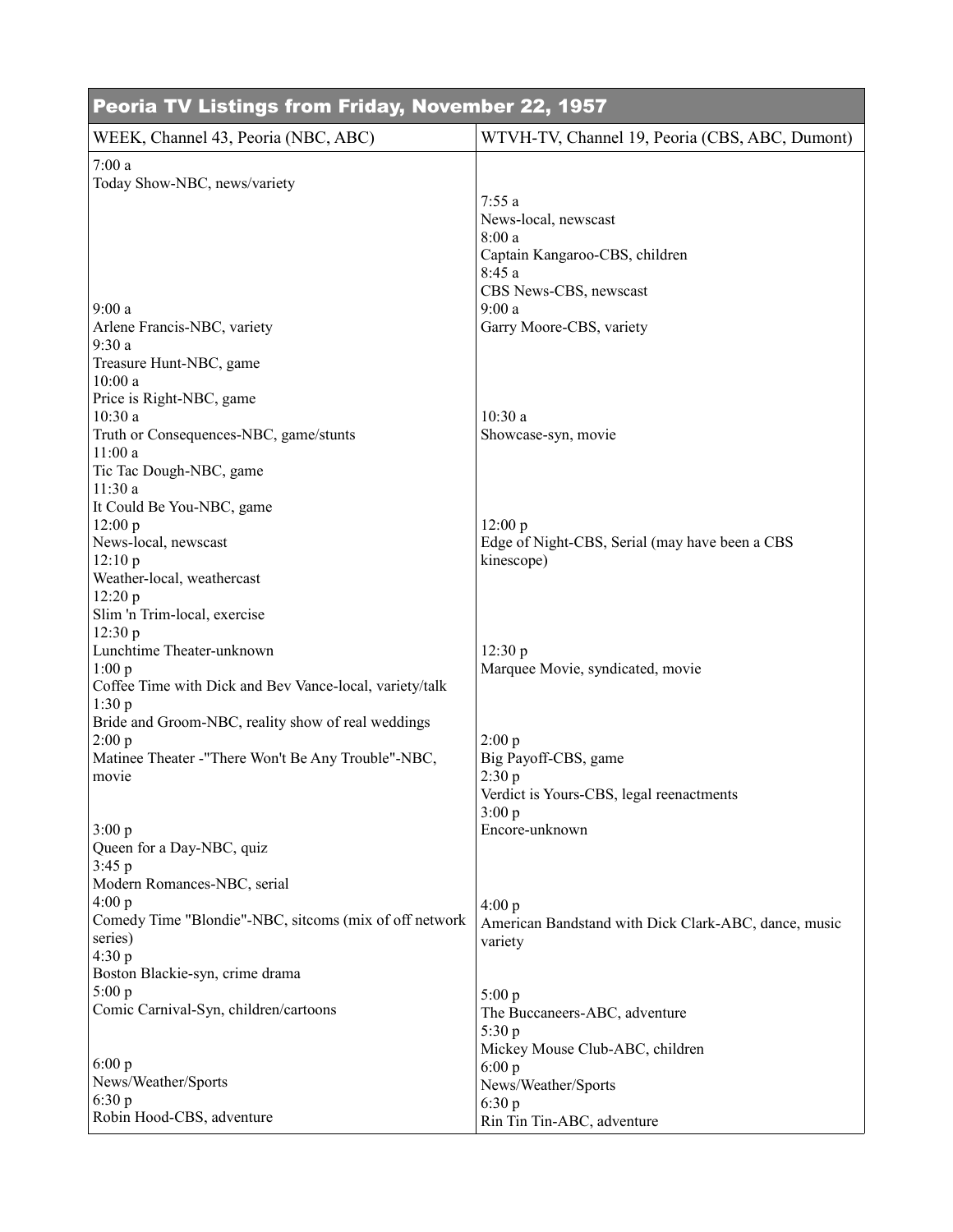| Peoria TV Listings from Friday, November 22, 1957 | |
|---|---|
| WEEK, Channel 43, Peoria (NBC, ABC) | WTVH-TV, Channel 19, Peoria (CBS, ABC, Dumont) |
| 7:00 a<br>Today Show-NBC, news/variety | 7:55 a<br>News-local, newscast<br>8:00 a<br>Captain Kangaroo-CBS, children<br>8:45 a<br>CBS News-CBS, newscast |
| 9:00 a<br>Arlene Francis-NBC, variety<br>9:30 a<br>Treasure Hunt-NBC, game<br>10:00 a<br>Price is Right-NBC, game | 9:00 a<br>Garry Moore-CBS, variety |
| 10:30 a<br>Truth or Consequences-NBC, game/stunts<br>11:00 a<br>Tic Tac Dough-NBC, game<br>11:30 a<br>It Could Be You-NBC, game | 10:30 a<br>Showcase-syn, movie |
| 12:00 p<br>News-local, newscast<br>12:10 p<br>Weather-local, weathercast<br>12:20 p<br>Slim 'n Trim-local, exercise | 12:00 p<br>Edge of Night-CBS, Serial (may have been a CBS kinescope) |
| 12:30 p<br>Lunchtime Theater-unknown<br>1:00 p<br>Coffee Time with Dick and Bev Vance-local, variety/talk<br>1:30 p<br>Bride and Groom-NBC, reality show of real weddings | 12:30 p<br>Marquee Movie, syndicated, movie |
| 2:00 p<br>Matinee Theater -"There Won't Be Any Trouble"-NBC, movie | 2:00 p<br>Big Payoff-CBS, game<br>2:30 p<br>Verdict is Yours-CBS, legal reenactments<br>3:00 p<br>Encore-unknown |
| 3:00 p<br>Queen for a Day-NBC, quiz<br>3:45 p<br>Modern Romances-NBC, serial | |
| 4:00 p<br>Comedy Time "Blondie"-NBC, sitcoms (mix of off network series)<br>4:30 p<br>Boston Blackie-syn, crime drama | 4:00 p<br>American Bandstand with Dick Clark-ABC, dance, music variety |
| 5:00 p<br>Comic Carnival-Syn, children/cartoons | 5:00 p<br>The Buccaneers-ABC, adventure<br>5:30 p<br>Mickey Mouse Club-ABC, children |
| 6:00 p<br>News/Weather/Sports<br>6:30 p<br>Robin Hood-CBS, adventure | 6:00 p<br>News/Weather/Sports<br>6:30 p<br>Rin Tin Tin-ABC, adventure |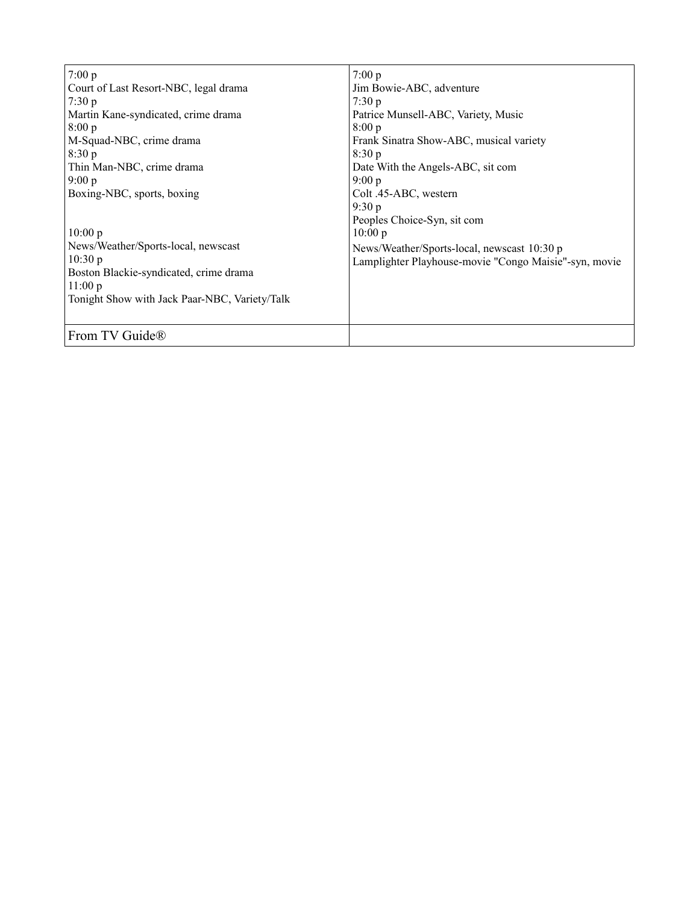| | |
|---|---|
| 7:00 p<br>Court of Last Resort-NBC, legal drama<br>7:30 p<br>Martin Kane-syndicated, crime drama<br>8:00 p<br>M-Squad-NBC, crime drama<br>8:30 p<br>Thin Man-NBC, crime drama<br>9:00 p<br>Boxing-NBC, sports, boxing<br><br>10:00 p<br>News/Weather/Sports-local, newscast<br>10:30 p<br>Boston Blackie-syndicated, crime drama<br>11:00 p<br>Tonight Show with Jack Paar-NBC, Variety/Talk | 7:00 p<br>Jim Bowie-ABC, adventure<br>7:30 p<br>Patrice Munsell-ABC, Variety, Music<br>8:00 p<br>Frank Sinatra Show-ABC, musical variety<br>8:30 p<br>Date With the Angels-ABC, sit com<br>9:00 p<br>Colt .45-ABC, western<br>9:30 p<br>Peoples Choice-Syn, sit com<br>10:00 p<br>News/Weather/Sports-local, newscast 10:30 p<br>Lamplighter Playhouse-movie "Congo Maisie"-syn, movie |
| From TV Guide® | |